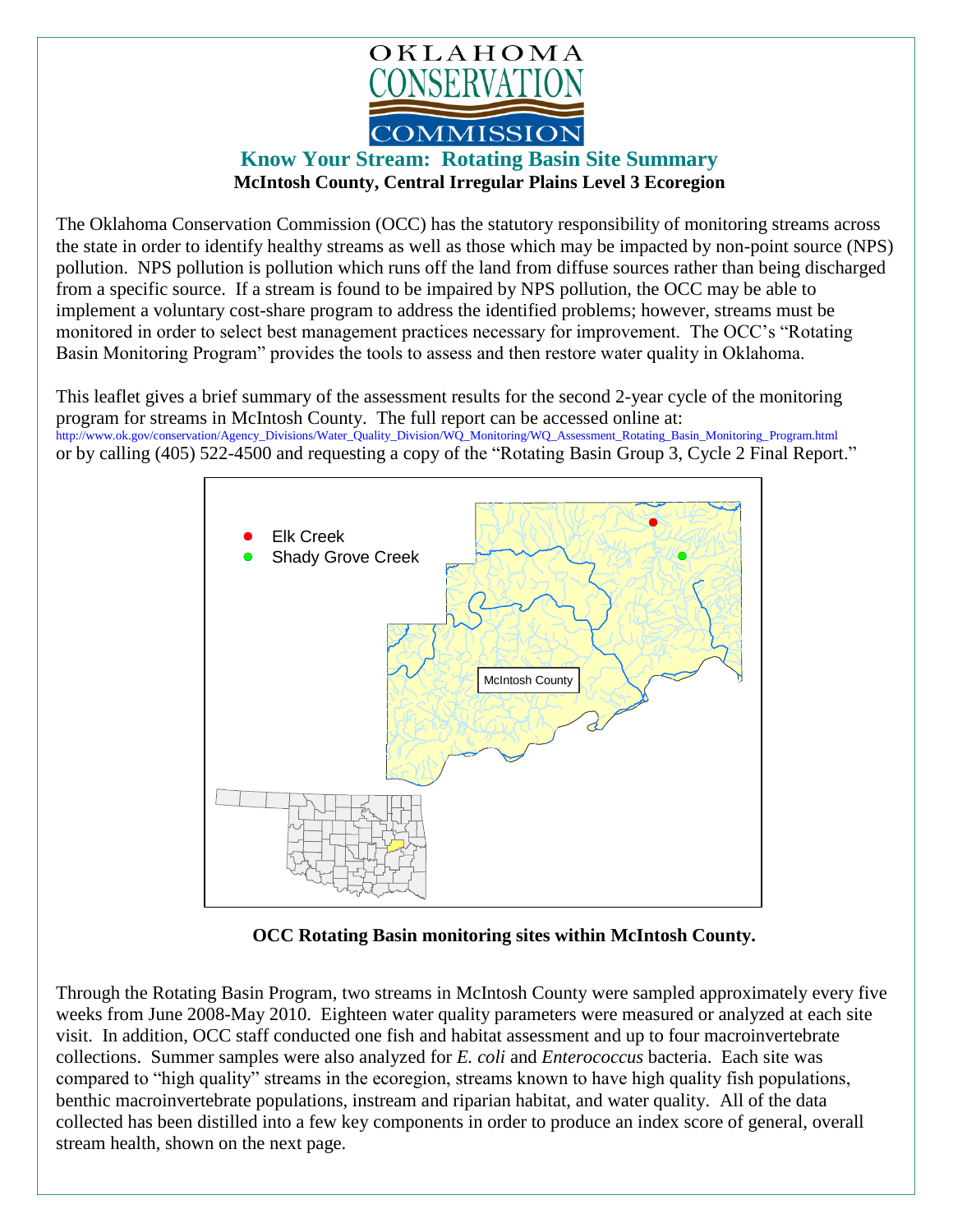OKLAHOMA CONSERVATION COMMISSION

# Know Your Stream: Rotating Basin Site Summary

**McIntosh County, Central Irregular Plains Level 3 Ecoregion**

The Oklahoma Conservation Commission (OCC) has the statutory responsibility of monitoring streams across the state in order to identify healthy streams as well as those which may be impacted by non-point source (NPS) pollution. NPS pollution is pollution which runs off the land from diffuse sources rather than being discharged from a specific source. If a stream is found to be impaired by NPS pollution, the OCC may be able to implement a voluntary cost-share program to address the identified problems; however, streams must be monitored in order to select best management practices necessary for improvement. The OCC's "Rotating Basin Monitoring Program" provides the tools to assess and then restore water quality in Oklahoma.

This leaflet gives a brief summary of the assessment results for the second 2-year cycle of the monitoring program for streams in McIntosh County. The full report can be accessed online at:
http://www.ok.gov/conservation/Agency_Divisions/Water_Quality_Division/WQ_Monitoring/WQ_Assessment_Rotating_Basin_Monitoring_Program.html
or by calling (405) 522-4500 and requesting a copy of the "Rotating Basin Group 3, Cycle 2 Final Report."

- Elk Creek
- Shady Grove Creek

McIntosh County

**OCC Rotating Basin monitoring sites within McIntosh County.**

Through the Rotating Basin Program, two streams in McIntosh County were sampled approximately every five weeks from June 2008-May 2010. Eighteen water quality parameters were measured or analyzed at each site visit. In addition, OCC staff conducted one fish and habitat assessment and up to four macroinvertebrate collections. Summer samples were also analyzed for *E. coli* and *Enterococcus* bacteria. Each site was compared to "high quality" streams in the ecoregion, streams known to have high quality fish populations, benthic macroinvertebrate populations, instream and riparian habitat, and water quality. All of the data collected has been distilled into a few key components in order to produce an index score of general, overall stream health, shown on the next page.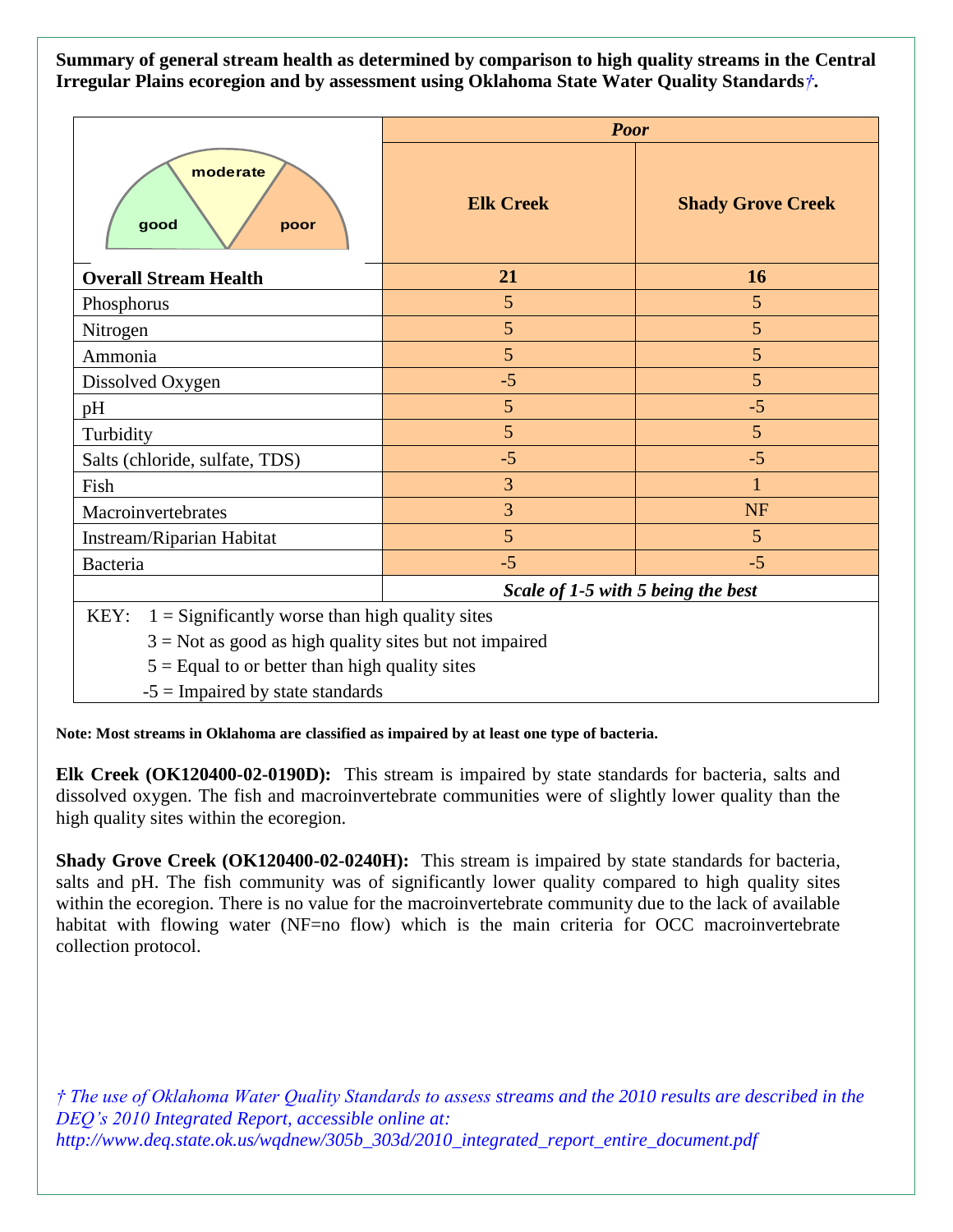**Summary of general stream health as determined by comparison to high quality streams in the Central Irregular Plains ecoregion and by assessment using Oklahoma State Water Quality Standards†.**

| | *Poor* | |
|---|---|---|
| | **Elk Creek** | **Shady Grove Creek** |
| **Overall Stream Health** | **21** | **16** |
| Phosphorus | 5 | 5 |
| Nitrogen | 5 | 5 |
| Ammonia | 5 | 5 |
| Dissolved Oxygen | -5 | 5 |
| pH | 5 | -5 |
| Turbidity | 5 | 5 |
| Salts (chloride, sulfate, TDS) | -5 | -5 |
| Fish | 3 | 1 |
| Macroinvertebrates | 3 | NF |
| Instream/Riparian Habitat | 5 | 5 |
| Bacteria | -5 | -5 |
| | ***Scale of 1-5 with 5 being the best*** | |

KEY: 1 = Significantly worse than high quality sites
3 = Not as good as high quality sites but not impaired
5 = Equal to or better than high quality sites
-5 = Impaired by state standards

**Note: Most streams in Oklahoma are classified as impaired by at least one type of bacteria.**

**Elk Creek (OK120400-02-0190D):** This stream is impaired by state standards for bacteria, salts and dissolved oxygen. The fish and macroinvertebrate communities were of slightly lower quality than the high quality sites within the ecoregion.

**Shady Grove Creek (OK120400-02-0240H):** This stream is impaired by state standards for bacteria, salts and pH. The fish community was of significantly lower quality compared to high quality sites within the ecoregion. There is no value for the macroinvertebrate community due to the lack of available habitat with flowing water (NF=no flow) which is the main criteria for OCC macroinvertebrate collection protocol.

*† The use of Oklahoma Water Quality Standards to assess streams and the 2010 results are described in the DEQ's 2010 Integrated Report, accessible online at: http://www.deq.state.ok.us/wqdnew/305b_303d/2010_integrated_report_entire_document.pdf*